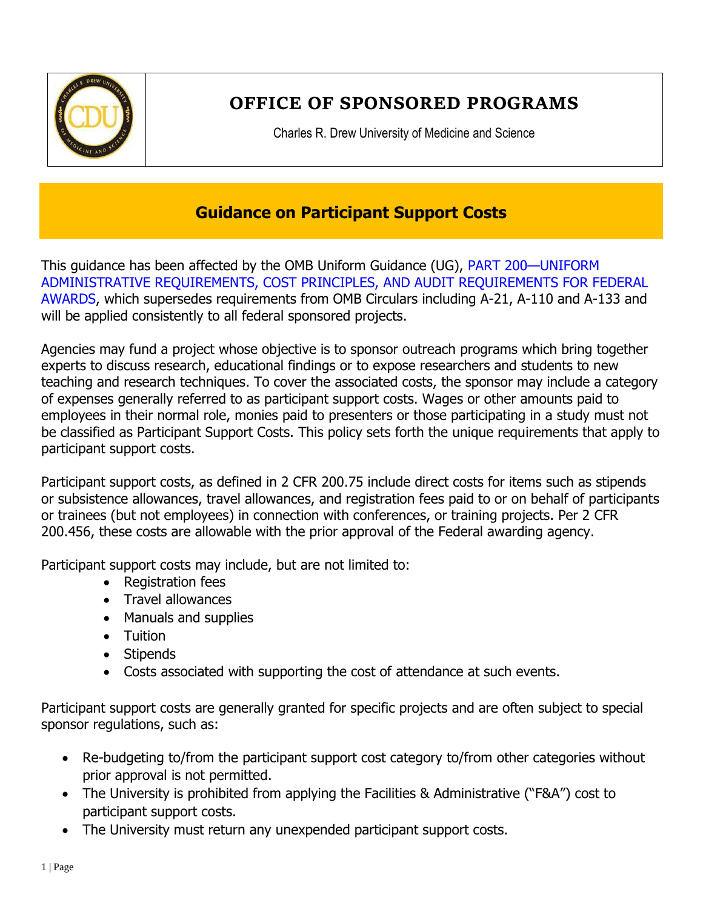# OFFICE OF SPONSORED PROGRAMS

Charles R. Drew University of Medicine and Science

## Guidance on Participant Support Costs

This guidance has been affected by the OMB Uniform Guidance (UG), PART 200—UNIFORM ADMINISTRATIVE REQUIREMENTS, COST PRINCIPLES, AND AUDIT REQUIREMENTS FOR FEDERAL AWARDS, which supersedes requirements from OMB Circulars including A-21, A-110 and A-133 and will be applied consistently to all federal sponsored projects.

Agencies may fund a project whose objective is to sponsor outreach programs which bring together experts to discuss research, educational findings or to expose researchers and students to new teaching and research techniques. To cover the associated costs, the sponsor may include a category of expenses generally referred to as participant support costs. Wages or other amounts paid to employees in their normal role, monies paid to presenters or those participating in a study must not be classified as Participant Support Costs. This policy sets forth the unique requirements that apply to participant support costs.

Participant support costs, as defined in 2 CFR 200.75 include direct costs for items such as stipends or subsistence allowances, travel allowances, and registration fees paid to or on behalf of participants or trainees (but not employees) in connection with conferences, or training projects. Per 2 CFR 200.456, these costs are allowable with the prior approval of the Federal awarding agency.

Participant support costs may include, but are not limited to:

- Registration fees
- Travel allowances
- Manuals and supplies
- Tuition
- Stipends
- Costs associated with supporting the cost of attendance at such events.

Participant support costs are generally granted for specific projects and are often subject to special sponsor regulations, such as:

- Re-budgeting to/from the participant support cost category to/from other categories without prior approval is not permitted.
- The University is prohibited from applying the Facilities & Administrative ("F&A") cost to participant support costs.
- The University must return any unexpended participant support costs.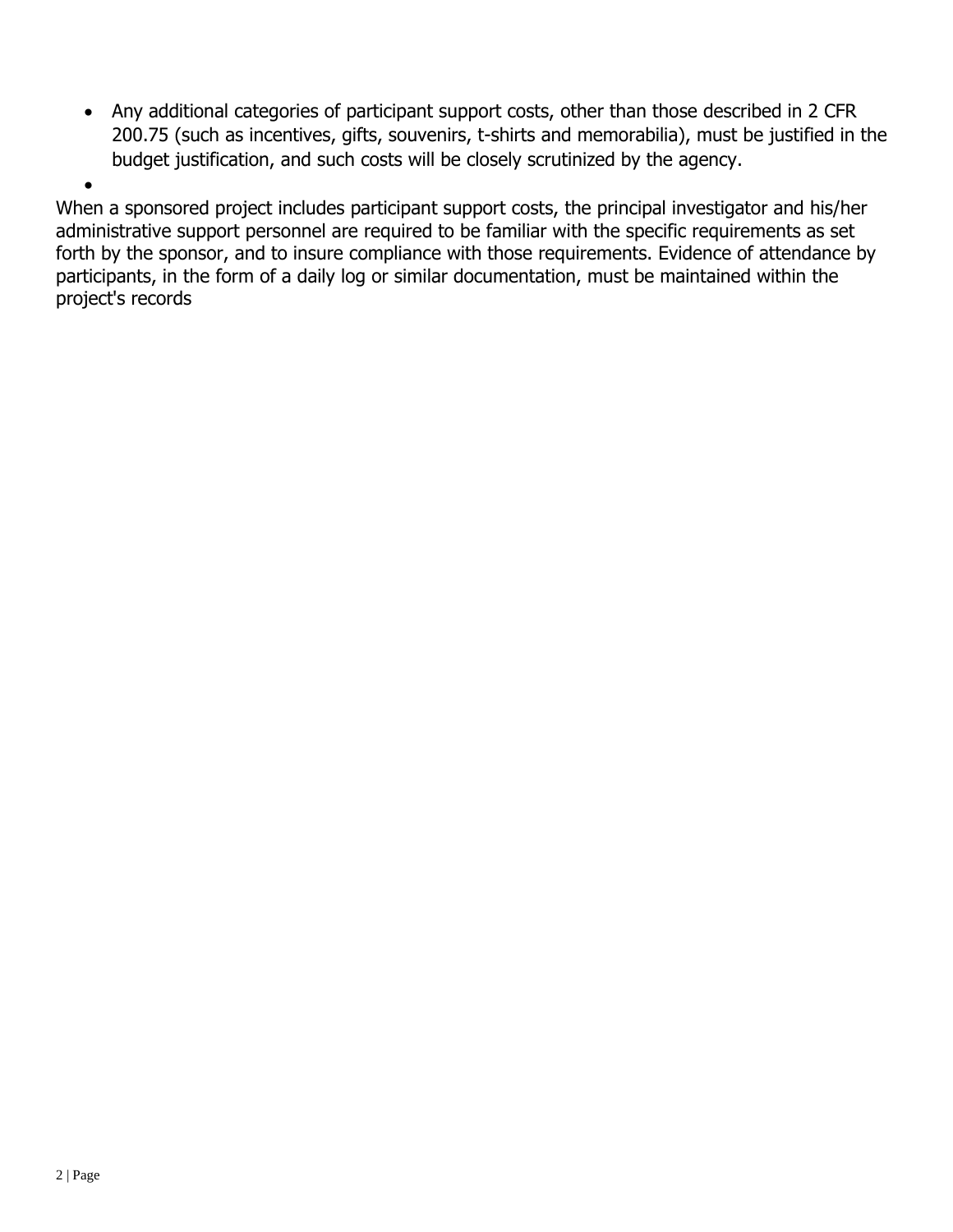- Any additional categories of participant support costs, other than those described in 2 CFR 200.75 (such as incentives, gifts, souvenirs, t-shirts and memorabilia), must be justified in the budget justification, and such costs will be closely scrutinized by the agency.
-

When a sponsored project includes participant support costs, the principal investigator and his/her administrative support personnel are required to be familiar with the specific requirements as set forth by the sponsor, and to insure compliance with those requirements. Evidence of attendance by participants, in the form of a daily log or similar documentation, must be maintained within the project's records